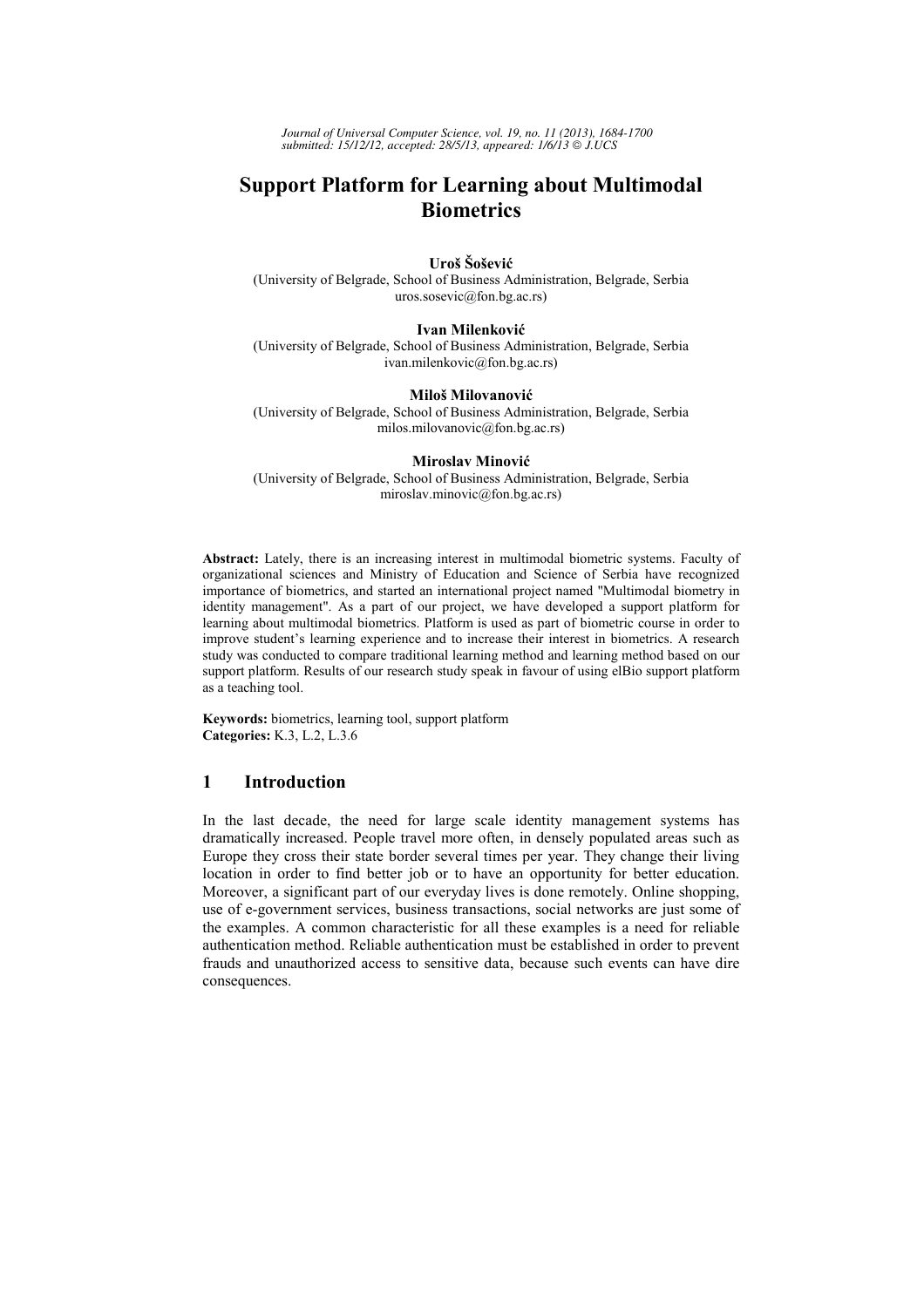# Support Platform for Learning about Multimodal Biometrics

**Uroš Šošević**
(University of Belgrade, School of Business Administration, Belgrade, Serbia
uros.sosevic@fon.bg.ac.rs)

**Ivan Milenković**
(University of Belgrade, School of Business Administration, Belgrade, Serbia
ivan.milenkovic@fon.bg.ac.rs)

**Miloš Milovanović**
(University of Belgrade, School of Business Administration, Belgrade, Serbia
milos.milovanovic@fon.bg.ac.rs)

**Miroslav Minović**
(University of Belgrade, School of Business Administration, Belgrade, Serbia
miroslav.minovic@fon.bg.ac.rs)

**Abstract:** Lately, there is an increasing interest in multimodal biometric systems. Faculty of organizational sciences and Ministry of Education and Science of Serbia have recognized importance of biometrics, and started an international project named "Multimodal biometry in identity management". As a part of our project, we have developed a support platform for learning about multimodal biometrics. Platform is used as part of biometric course in order to improve student's learning experience and to increase their interest in biometrics. A research study was conducted to compare traditional learning method and learning method based on our support platform. Results of our research study speak in favour of using elBio support platform as a teaching tool.

**Keywords:** biometrics, learning tool, support platform
**Categories:** K.3, L.2, L.3.6

## 1 Introduction

In the last decade, the need for large scale identity management systems has dramatically increased. People travel more often, in densely populated areas such as Europe they cross their state border several times per year. They change their living location in order to find better job or to have an opportunity for better education. Moreover, a significant part of our everyday lives is done remotely. Online shopping, use of e-government services, business transactions, social networks are just some of the examples. A common characteristic for all these examples is a need for reliable authentication method. Reliable authentication must be established in order to prevent frauds and unauthorized access to sensitive data, because such events can have dire consequences.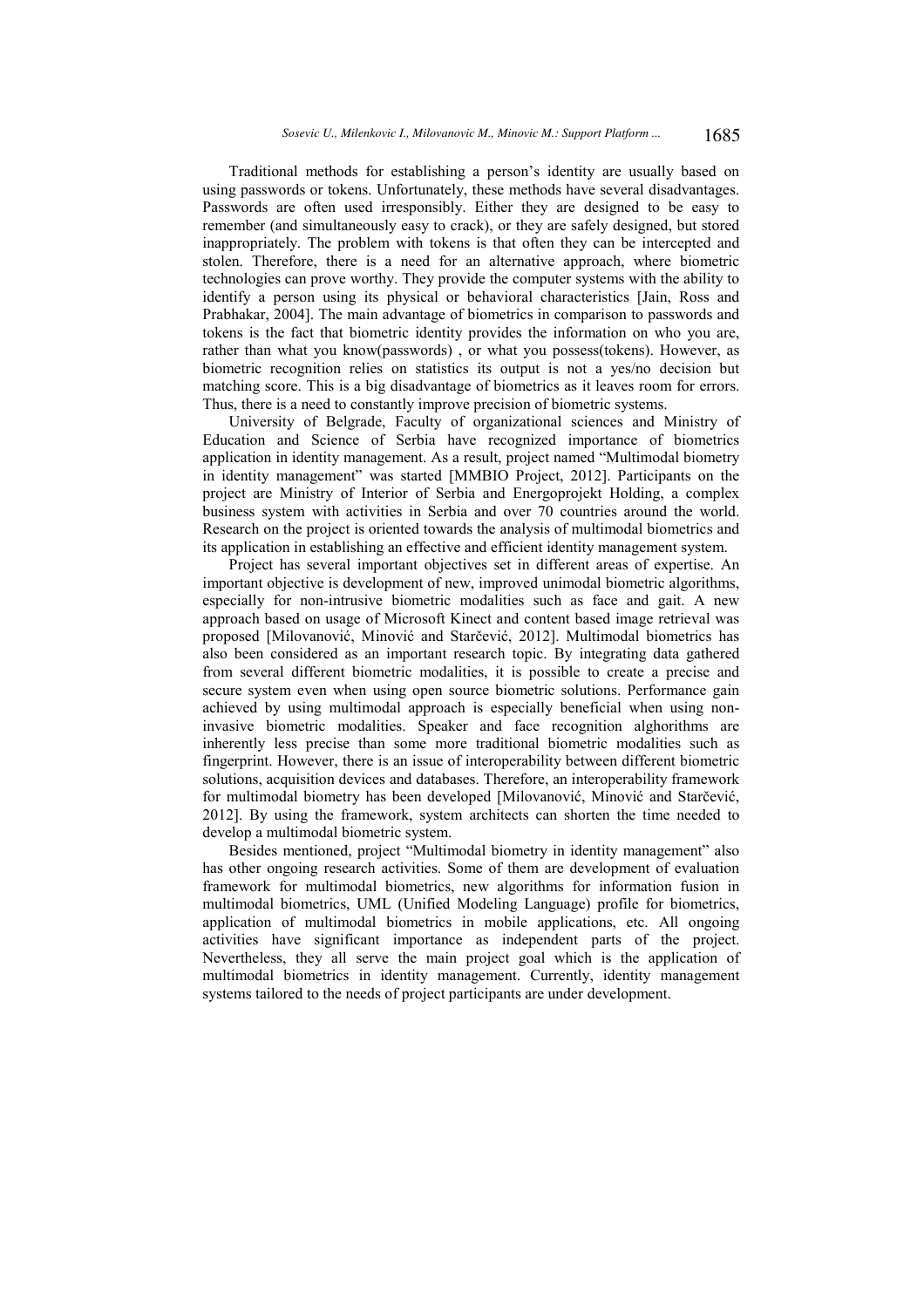Traditional methods for establishing a person's identity are usually based on using passwords or tokens. Unfortunately, these methods have several disadvantages. Passwords are often used irresponsibly. Either they are designed to be easy to remember (and simultaneously easy to crack), or they are safely designed, but stored inappropriately. The problem with tokens is that often they can be intercepted and stolen. Therefore, there is a need for an alternative approach, where biometric technologies can prove worthy. They provide the computer systems with the ability to identify a person using its physical or behavioral characteristics [Jain, Ross and Prabhakar, 2004]. The main advantage of biometrics in comparison to passwords and tokens is the fact that biometric identity provides the information on who you are, rather than what you know(passwords) , or what you possess(tokens). However, as biometric recognition relies on statistics its output is not a yes/no decision but matching score. This is a big disadvantage of biometrics as it leaves room for errors. Thus, there is a need to constantly improve precision of biometric systems.

University of Belgrade, Faculty of organizational sciences and Ministry of Education and Science of Serbia have recognized importance of biometrics application in identity management. As a result, project named "Multimodal biometry in identity management" was started [MMBIO Project, 2012]. Participants on the project are Ministry of Interior of Serbia and Energoprojekt Holding, a complex business system with activities in Serbia and over 70 countries around the world. Research on the project is oriented towards the analysis of multimodal biometrics and its application in establishing an effective and efficient identity management system.

Project has several important objectives set in different areas of expertise. An important objective is development of new, improved unimodal biometric algorithms, especially for non-intrusive biometric modalities such as face and gait. A new approach based on usage of Microsoft Kinect and content based image retrieval was proposed [Milovanović, Minović and Starčević, 2012]. Multimodal biometrics has also been considered as an important research topic. By integrating data gathered from several different biometric modalities, it is possible to create a precise and secure system even when using open source biometric solutions. Performance gain achieved by using multimodal approach is especially beneficial when using non-invasive biometric modalities. Speaker and face recognition alghorithms are inherently less precise than some more traditional biometric modalities such as fingerprint. However, there is an issue of interoperability between different biometric solutions, acquisition devices and databases. Therefore, an interoperability framework for multimodal biometry has been developed [Milovanović, Minović and Starčević, 2012]. By using the framework, system architects can shorten the time needed to develop a multimodal biometric system.

Besides mentioned, project "Multimodal biometry in identity management" also has other ongoing research activities. Some of them are development of evaluation framework for multimodal biometrics, new algorithms for information fusion in multimodal biometrics, UML (Unified Modeling Language) profile for biometrics, application of multimodal biometrics in mobile applications, etc. All ongoing activities have significant importance as independent parts of the project. Nevertheless, they all serve the main project goal which is the application of multimodal biometrics in identity management. Currently, identity management systems tailored to the needs of project participants are under development.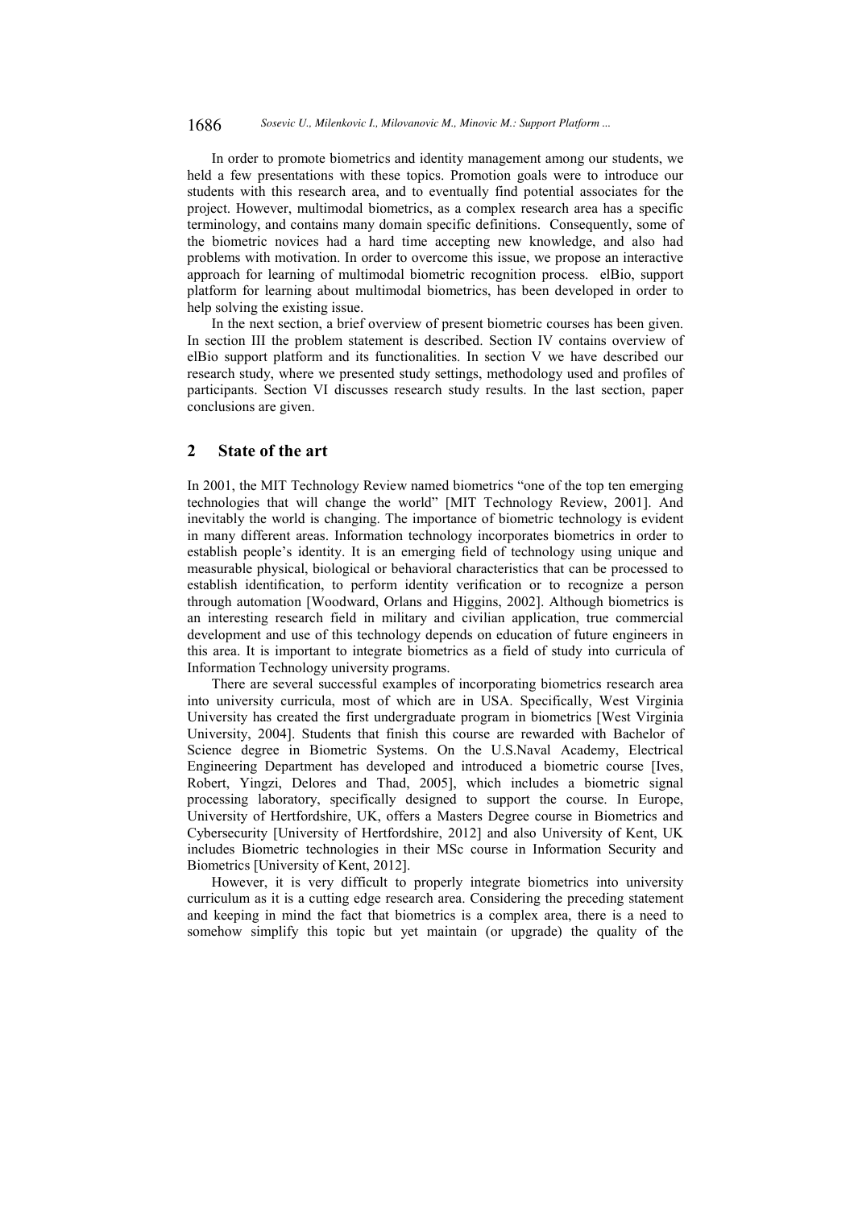In order to promote biometrics and identity management among our students, we held a few presentations with these topics. Promotion goals were to introduce our students with this research area, and to eventually find potential associates for the project. However, multimodal biometrics, as a complex research area has a specific terminology, and contains many domain specific definitions. Consequently, some of the biometric novices had a hard time accepting new knowledge, and also had problems with motivation. In order to overcome this issue, we propose an interactive approach for learning of multimodal biometric recognition process. elBio, support platform for learning about multimodal biometrics, has been developed in order to help solving the existing issue.

In the next section, a brief overview of present biometric courses has been given. In section III the problem statement is described. Section IV contains overview of elBio support platform and its functionalities. In section V we have described our research study, where we presented study settings, methodology used and profiles of participants. Section VI discusses research study results. In the last section, paper conclusions are given.

## 2 State of the art

In 2001, the MIT Technology Review named biometrics "one of the top ten emerging technologies that will change the world" [MIT Technology Review, 2001]. And inevitably the world is changing. The importance of biometric technology is evident in many different areas. Information technology incorporates biometrics in order to establish people's identity. It is an emerging field of technology using unique and measurable physical, biological or behavioral characteristics that can be processed to establish identification, to perform identity verification or to recognize a person through automation [Woodward, Orlans and Higgins, 2002]. Although biometrics is an interesting research field in military and civilian application, true commercial development and use of this technology depends on education of future engineers in this area. It is important to integrate biometrics as a field of study into curricula of Information Technology university programs.

There are several successful examples of incorporating biometrics research area into university curricula, most of which are in USA. Specifically, West Virginia University has created the first undergraduate program in biometrics [West Virginia University, 2004]. Students that finish this course are rewarded with Bachelor of Science degree in Biometric Systems. On the U.S.Naval Academy, Electrical Engineering Department has developed and introduced a biometric course [Ives, Robert, Yingzi, Delores and Thad, 2005], which includes a biometric signal processing laboratory, specifically designed to support the course. In Europe, University of Hertfordshire, UK, offers a Masters Degree course in Biometrics and Cybersecurity [University of Hertfordshire, 2012] and also University of Kent, UK includes Biometric technologies in their MSc course in Information Security and Biometrics [University of Kent, 2012].

However, it is very difficult to properly integrate biometrics into university curriculum as it is a cutting edge research area. Considering the preceding statement and keeping in mind the fact that biometrics is a complex area, there is a need to somehow simplify this topic but yet maintain (or upgrade) the quality of the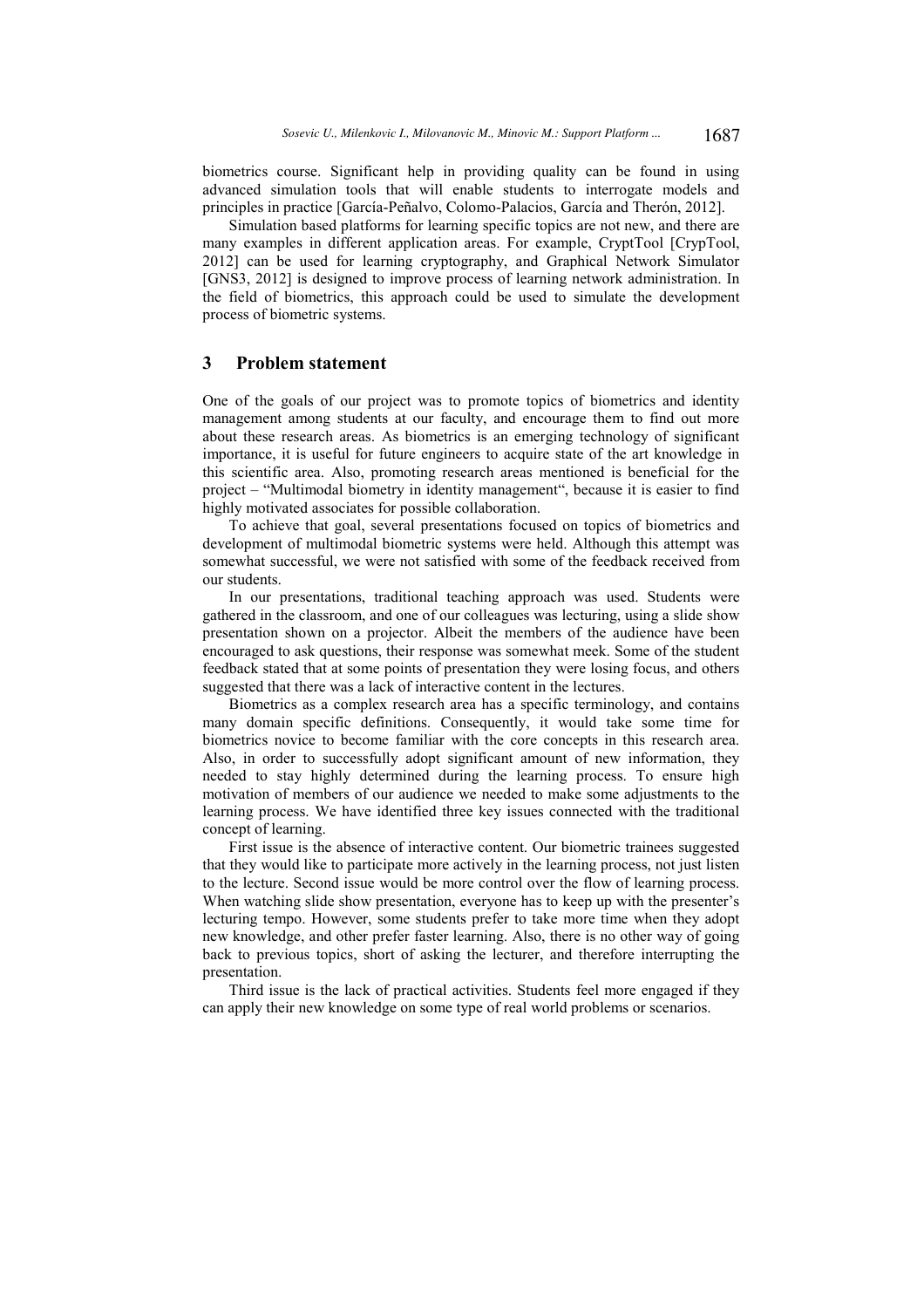biometrics course. Significant help in providing quality can be found in using advanced simulation tools that will enable students to interrogate models and principles in practice [García-Peñalvo, Colomo-Palacios, García and Therón, 2012].

Simulation based platforms for learning specific topics are not new, and there are many examples in different application areas. For example, CryptTool [CrypTool, 2012] can be used for learning cryptography, and Graphical Network Simulator [GNS3, 2012] is designed to improve process of learning network administration. In the field of biometrics, this approach could be used to simulate the development process of biometric systems.

## 3 Problem statement

One of the goals of our project was to promote topics of biometrics and identity management among students at our faculty, and encourage them to find out more about these research areas. As biometrics is an emerging technology of significant importance, it is useful for future engineers to acquire state of the art knowledge in this scientific area. Also, promoting research areas mentioned is beneficial for the project – "Multimodal biometry in identity management", because it is easier to find highly motivated associates for possible collaboration.

To achieve that goal, several presentations focused on topics of biometrics and development of multimodal biometric systems were held. Although this attempt was somewhat successful, we were not satisfied with some of the feedback received from our students.

In our presentations, traditional teaching approach was used. Students were gathered in the classroom, and one of our colleagues was lecturing, using a slide show presentation shown on a projector. Albeit the members of the audience have been encouraged to ask questions, their response was somewhat meek. Some of the student feedback stated that at some points of presentation they were losing focus, and others suggested that there was a lack of interactive content in the lectures.

Biometrics as a complex research area has a specific terminology, and contains many domain specific definitions. Consequently, it would take some time for biometrics novice to become familiar with the core concepts in this research area. Also, in order to successfully adopt significant amount of new information, they needed to stay highly determined during the learning process. To ensure high motivation of members of our audience we needed to make some adjustments to the learning process. We have identified three key issues connected with the traditional concept of learning.

First issue is the absence of interactive content. Our biometric trainees suggested that they would like to participate more actively in the learning process, not just listen to the lecture. Second issue would be more control over the flow of learning process. When watching slide show presentation, everyone has to keep up with the presenter's lecturing tempo. However, some students prefer to take more time when they adopt new knowledge, and other prefer faster learning. Also, there is no other way of going back to previous topics, short of asking the lecturer, and therefore interrupting the presentation.

Third issue is the lack of practical activities. Students feel more engaged if they can apply their new knowledge on some type of real world problems or scenarios.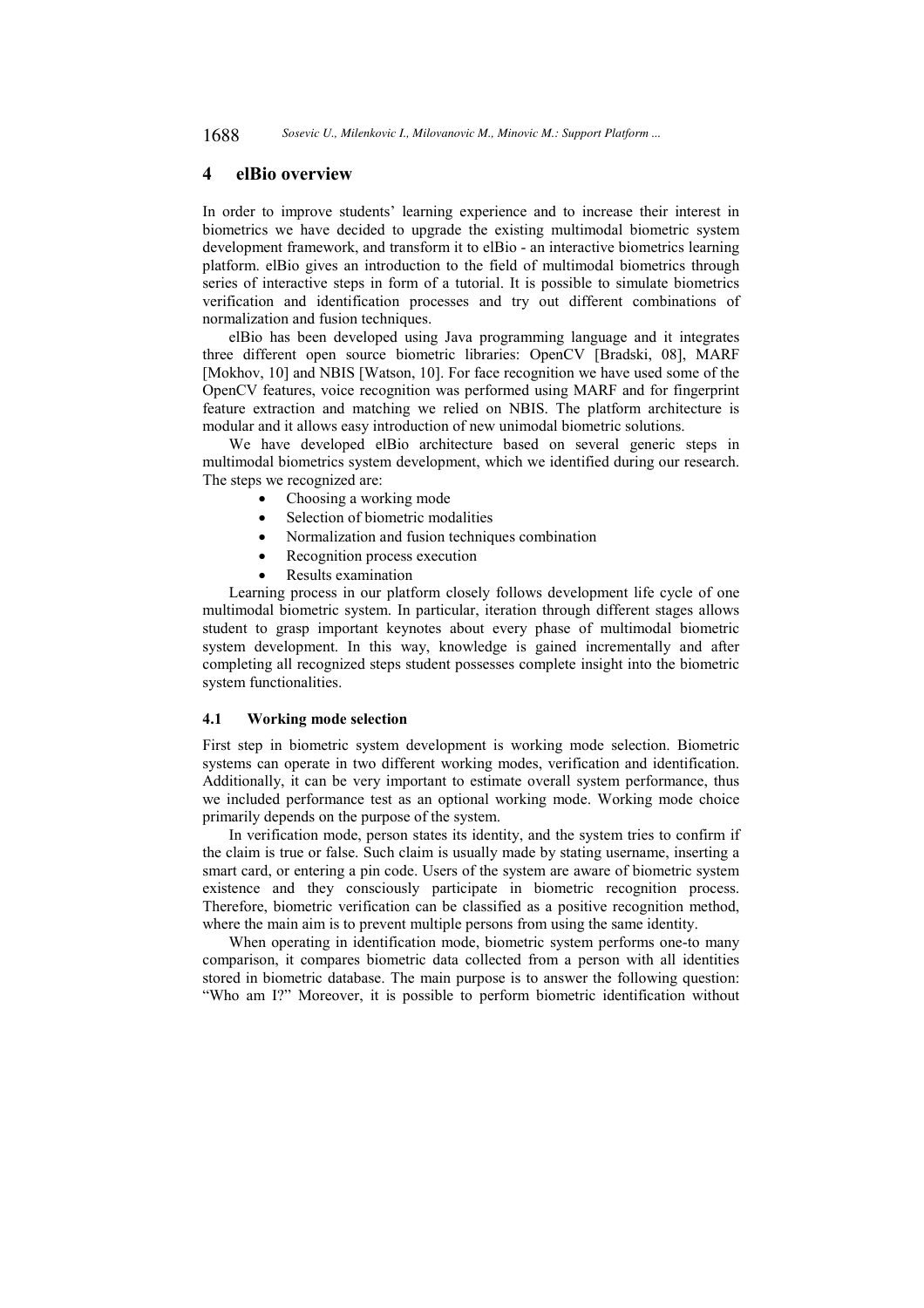## 4 elBio overview

In order to improve students' learning experience and to increase their interest in biometrics we have decided to upgrade the existing multimodal biometric system development framework, and transform it to elBio - an interactive biometrics learning platform. elBio gives an introduction to the field of multimodal biometrics through series of interactive steps in form of a tutorial. It is possible to simulate biometrics verification and identification processes and try out different combinations of normalization and fusion techniques.

elBio has been developed using Java programming language and it integrates three different open source biometric libraries: OpenCV [Bradski, 08], MARF [Mokhov, 10] and NBIS [Watson, 10]. For face recognition we have used some of the OpenCV features, voice recognition was performed using MARF and for fingerprint feature extraction and matching we relied on NBIS. The platform architecture is modular and it allows easy introduction of new unimodal biometric solutions.

We have developed elBio architecture based on several generic steps in multimodal biometrics system development, which we identified during our research. The steps we recognized are:

- Choosing a working mode
- Selection of biometric modalities
- Normalization and fusion techniques combination
- Recognition process execution
- Results examination

Learning process in our platform closely follows development life cycle of one multimodal biometric system. In particular, iteration through different stages allows student to grasp important keynotes about every phase of multimodal biometric system development. In this way, knowledge is gained incrementally and after completing all recognized steps student possesses complete insight into the biometric system functionalities.

### 4.1 Working mode selection

First step in biometric system development is working mode selection. Biometric systems can operate in two different working modes, verification and identification. Additionally, it can be very important to estimate overall system performance, thus we included performance test as an optional working mode. Working mode choice primarily depends on the purpose of the system.

In verification mode, person states its identity, and the system tries to confirm if the claim is true or false. Such claim is usually made by stating username, inserting a smart card, or entering a pin code. Users of the system are aware of biometric system existence and they consciously participate in biometric recognition process. Therefore, biometric verification can be classified as a positive recognition method, where the main aim is to prevent multiple persons from using the same identity.

When operating in identification mode, biometric system performs one-to many comparison, it compares biometric data collected from a person with all identities stored in biometric database. The main purpose is to answer the following question: "Who am I?" Moreover, it is possible to perform biometric identification without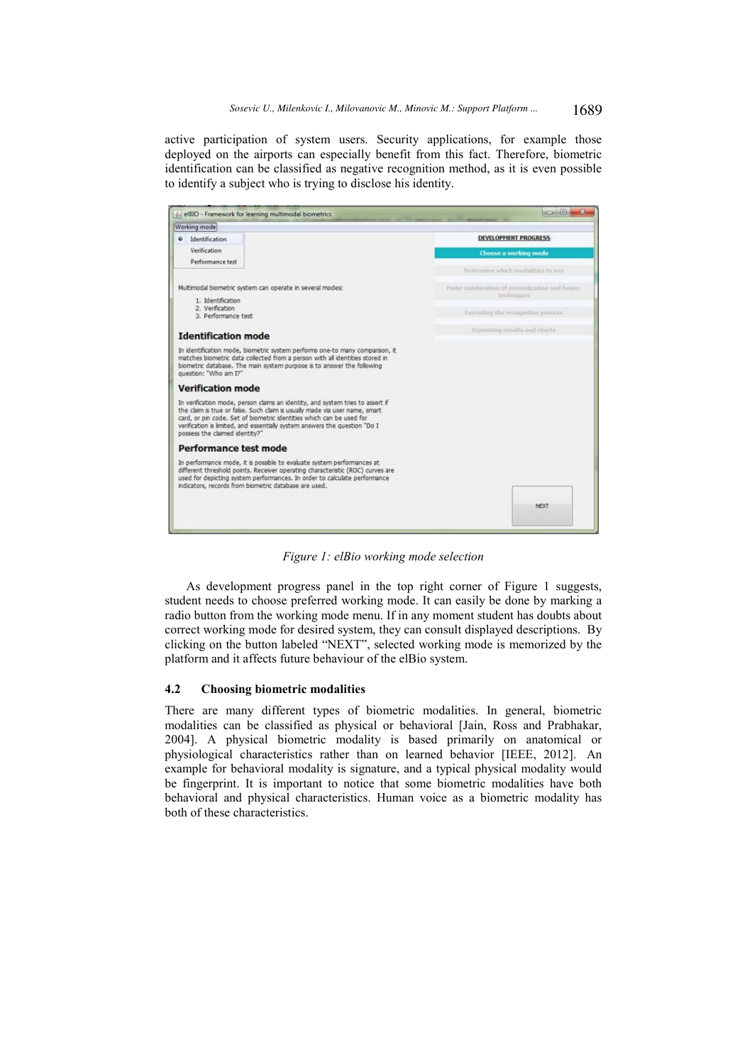active participation of system users. Security applications, for example those deployed on the airports can especially benefit from this fact. Therefore, biometric identification can be classified as negative recognition method, as it is even possible to identify a subject who is trying to disclose his identity.

*Figure 1: elBio working mode selection*

As development progress panel in the top right corner of Figure 1 suggests, student needs to choose preferred working mode. It can easily be done by marking a radio button from the working mode menu. If in any moment student has doubts about correct working mode for desired system, they can consult displayed descriptions. By clicking on the button labeled "NEXT", selected working mode is memorized by the platform and it affects future behaviour of the elBio system.

### 4.2 Choosing biometric modalities

There are many different types of biometric modalities. In general, biometric modalities can be classified as physical or behavioral [Jain, Ross and Prabhakar, 2004]. A physical biometric modality is based primarily on anatomical or physiological characteristics rather than on learned behavior [IEEE, 2012]. An example for behavioral modality is signature, and a typical physical modality would be fingerprint. It is important to notice that some biometric modalities have both behavioral and physical characteristics. Human voice as a biometric modality has both of these characteristics.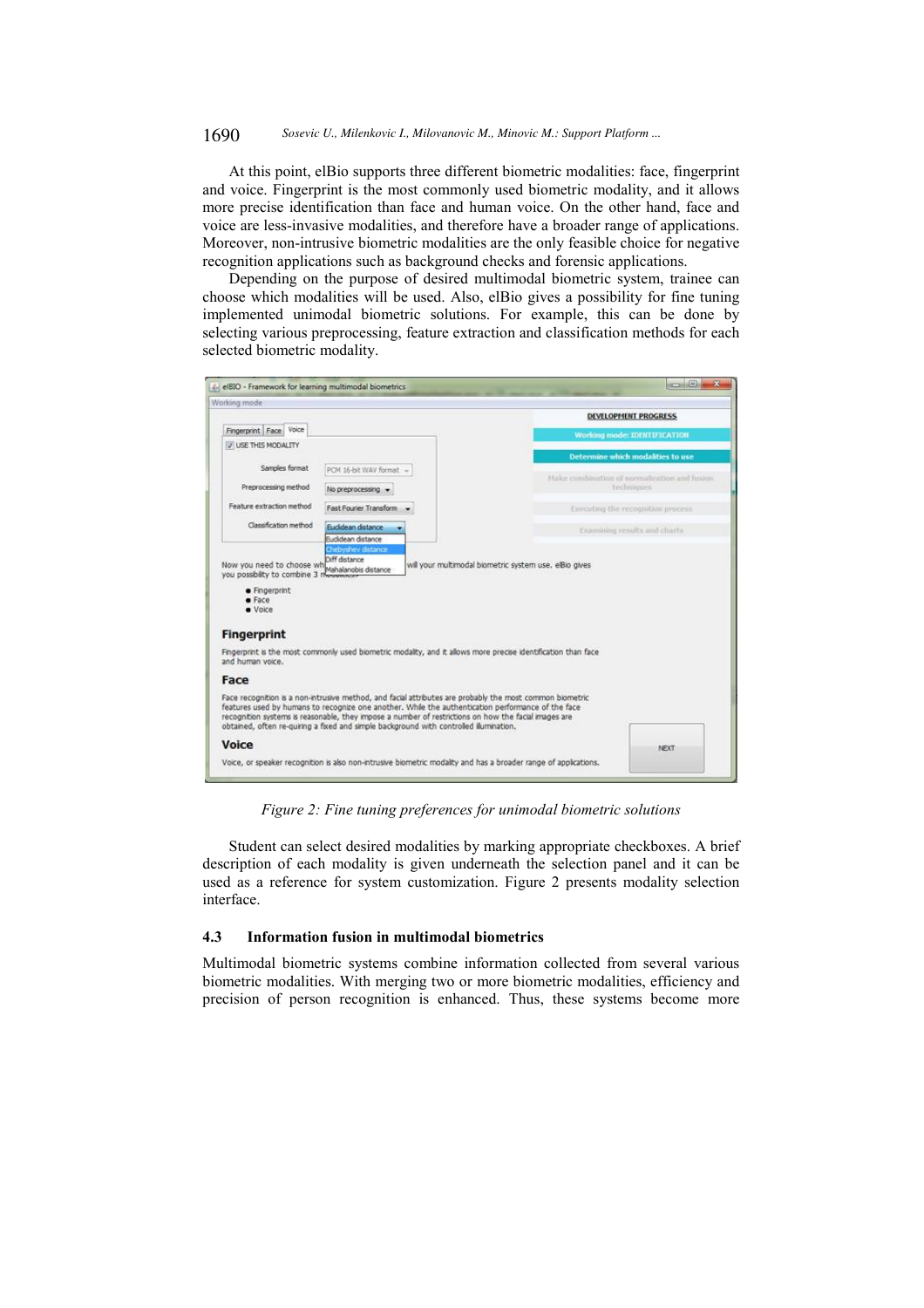At this point, elBio supports three different biometric modalities: face, fingerprint and voice. Fingerprint is the most commonly used biometric modality, and it allows more precise identification than face and human voice. On the other hand, face and voice are less-invasive modalities, and therefore have a broader range of applications. Moreover, non-intrusive biometric modalities are the only feasible choice for negative recognition applications such as background checks and forensic applications.

Depending on the purpose of desired multimodal biometric system, trainee can choose which modalities will be used. Also, elBio gives a possibility for fine tuning implemented unimodal biometric solutions. For example, this can be done by selecting various preprocessing, feature extraction and classification methods for each selected biometric modality.

*Figure 2: Fine tuning preferences for unimodal biometric solutions*

Student can select desired modalities by marking appropriate checkboxes. A brief description of each modality is given underneath the selection panel and it can be used as a reference for system customization. Figure 2 presents modality selection interface.

### 4.3 Information fusion in multimodal biometrics

Multimodal biometric systems combine information collected from several various biometric modalities. With merging two or more biometric modalities, efficiency and precision of person recognition is enhanced. Thus, these systems become more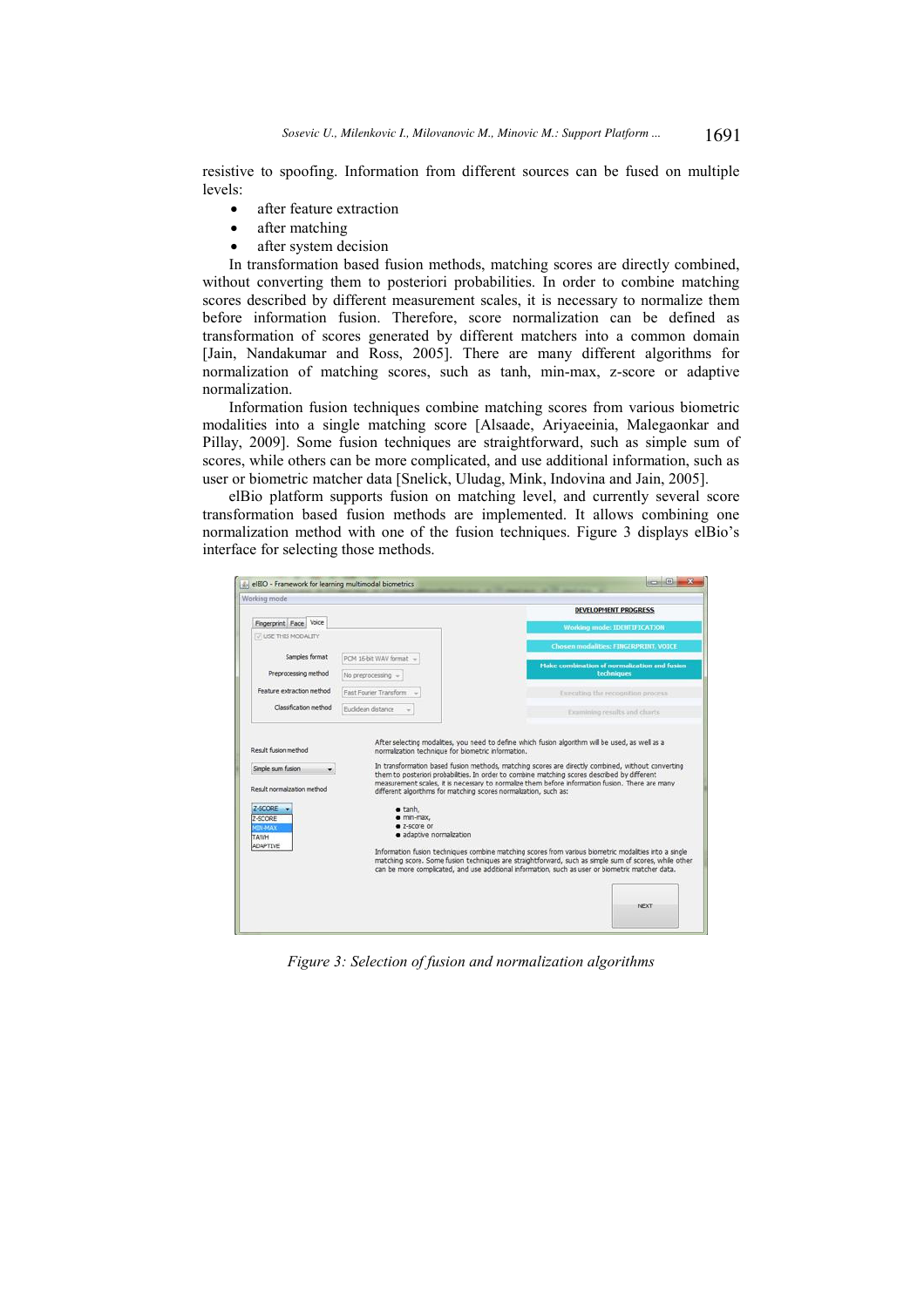resistive to spoofing. Information from different sources can be fused on multiple levels:

- after feature extraction
- after matching
- after system decision

In transformation based fusion methods, matching scores are directly combined, without converting them to posteriori probabilities. In order to combine matching scores described by different measurement scales, it is necessary to normalize them before information fusion. Therefore, score normalization can be defined as transformation of scores generated by different matchers into a common domain [Jain, Nandakumar and Ross, 2005]. There are many different algorithms for normalization of matching scores, such as tanh, min-max, z-score or adaptive normalization.

Information fusion techniques combine matching scores from various biometric modalities into a single matching score [Alsaade, Ariyaeeinia, Malegaonkar and Pillay, 2009]. Some fusion techniques are straightforward, such as simple sum of scores, while others can be more complicated, and use additional information, such as user or biometric matcher data [Snelick, Uludag, Mink, Indovina and Jain, 2005].

elBio platform supports fusion on matching level, and currently several score transformation based fusion methods are implemented. It allows combining one normalization method with one of the fusion techniques. Figure 3 displays elBio's interface for selecting those methods.

*Figure 3: Selection of fusion and normalization algorithms*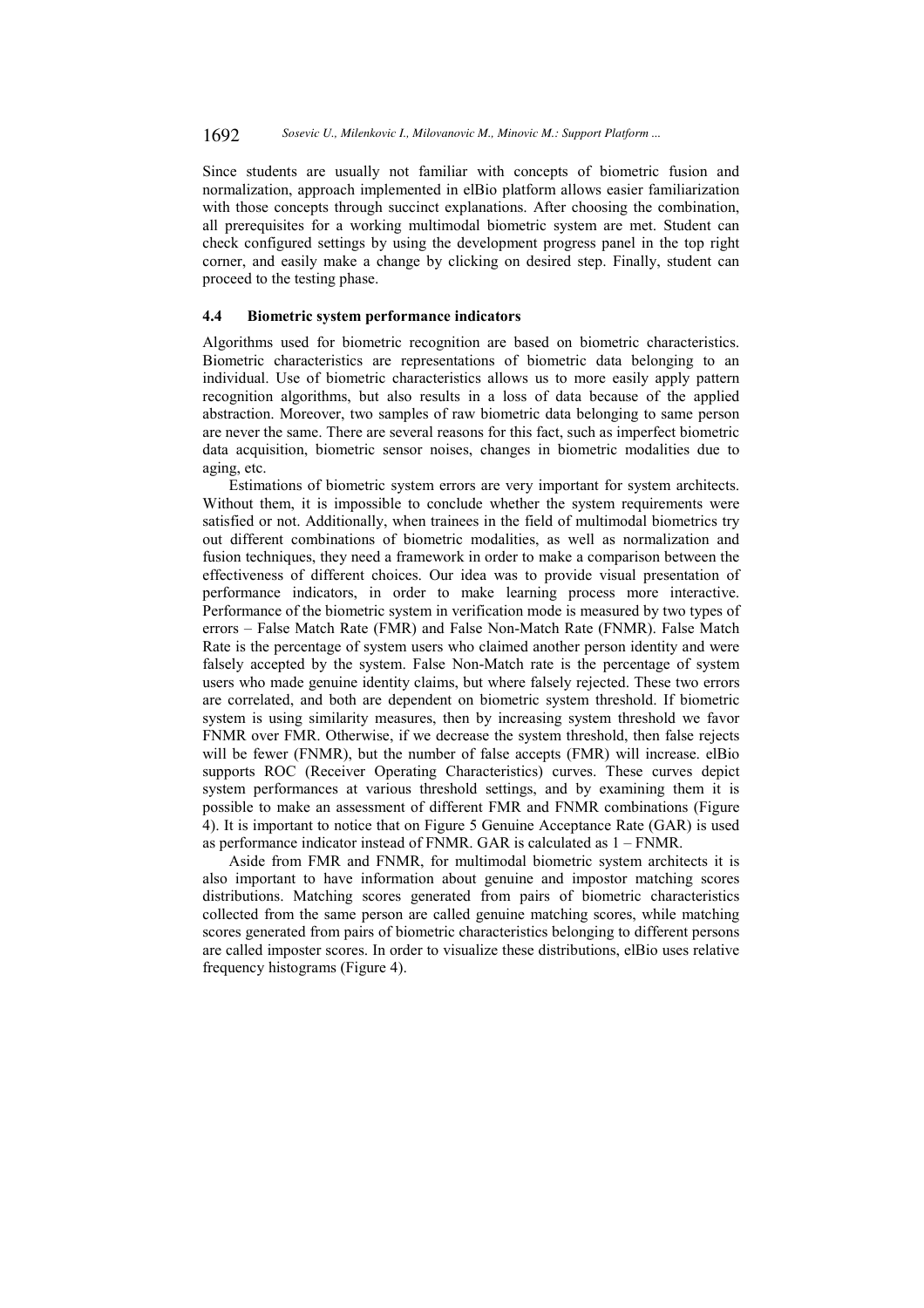Since students are usually not familiar with concepts of biometric fusion and normalization, approach implemented in elBio platform allows easier familiarization with those concepts through succinct explanations. After choosing the combination, all prerequisites for a working multimodal biometric system are met. Student can check configured settings by using the development progress panel in the top right corner, and easily make a change by clicking on desired step. Finally, student can proceed to the testing phase.

### 4.4 Biometric system performance indicators

Algorithms used for biometric recognition are based on biometric characteristics. Biometric characteristics are representations of biometric data belonging to an individual. Use of biometric characteristics allows us to more easily apply pattern recognition algorithms, but also results in a loss of data because of the applied abstraction. Moreover, two samples of raw biometric data belonging to same person are never the same. There are several reasons for this fact, such as imperfect biometric data acquisition, biometric sensor noises, changes in biometric modalities due to aging, etc.

Estimations of biometric system errors are very important for system architects. Without them, it is impossible to conclude whether the system requirements were satisfied or not. Additionally, when trainees in the field of multimodal biometrics try out different combinations of biometric modalities, as well as normalization and fusion techniques, they need a framework in order to make a comparison between the effectiveness of different choices. Our idea was to provide visual presentation of performance indicators, in order to make learning process more interactive. Performance of the biometric system in verification mode is measured by two types of errors – False Match Rate (FMR) and False Non-Match Rate (FNMR). False Match Rate is the percentage of system users who claimed another person identity and were falsely accepted by the system. False Non-Match rate is the percentage of system users who made genuine identity claims, but where falsely rejected. These two errors are correlated, and both are dependent on biometric system threshold. If biometric system is using similarity measures, then by increasing system threshold we favor FNMR over FMR. Otherwise, if we decrease the system threshold, then false rejects will be fewer (FNMR), but the number of false accepts (FMR) will increase. elBio supports ROC (Receiver Operating Characteristics) curves. These curves depict system performances at various threshold settings, and by examining them it is possible to make an assessment of different FMR and FNMR combinations (Figure 4). It is important to notice that on Figure 5 Genuine Acceptance Rate (GAR) is used as performance indicator instead of FNMR. GAR is calculated as 1 – FNMR.

Aside from FMR and FNMR, for multimodal biometric system architects it is also important to have information about genuine and impostor matching scores distributions. Matching scores generated from pairs of biometric characteristics collected from the same person are called genuine matching scores, while matching scores generated from pairs of biometric characteristics belonging to different persons are called imposter scores. In order to visualize these distributions, elBio uses relative frequency histograms (Figure 4).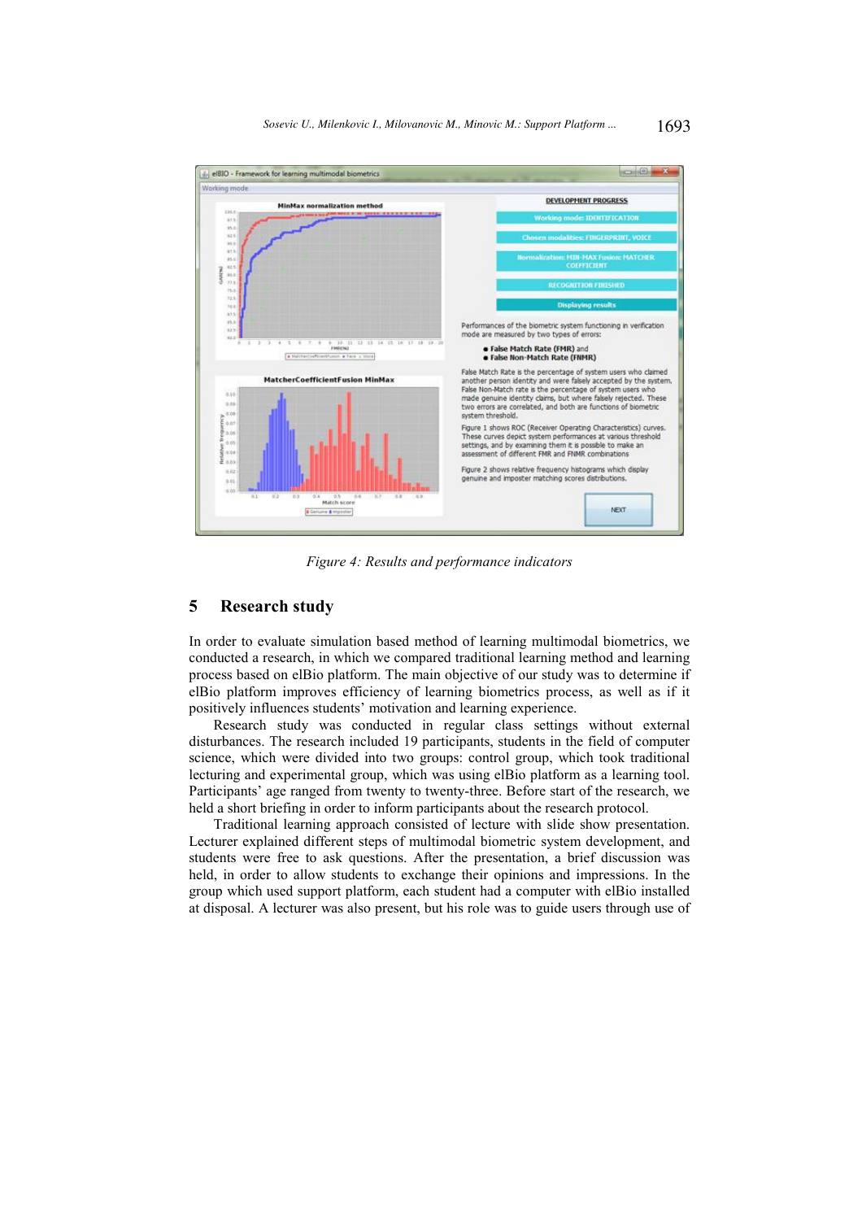*Figure 4: Results and performance indicators*

## 5 Research study

In order to evaluate simulation based method of learning multimodal biometrics, we conducted a research, in which we compared traditional learning method and learning process based on elBio platform. The main objective of our study was to determine if elBio platform improves efficiency of learning biometrics process, as well as if it positively influences students' motivation and learning experience.

Research study was conducted in regular class settings without external disturbances. The research included 19 participants, students in the field of computer science, which were divided into two groups: control group, which took traditional lecturing and experimental group, which was using elBio platform as a learning tool. Participants' age ranged from twenty to twenty-three. Before start of the research, we held a short briefing in order to inform participants about the research protocol.

Traditional learning approach consisted of lecture with slide show presentation. Lecturer explained different steps of multimodal biometric system development, and students were free to ask questions. After the presentation, a brief discussion was held, in order to allow students to exchange their opinions and impressions. In the group which used support platform, each student had a computer with elBio installed at disposal. A lecturer was also present, but his role was to guide users through use of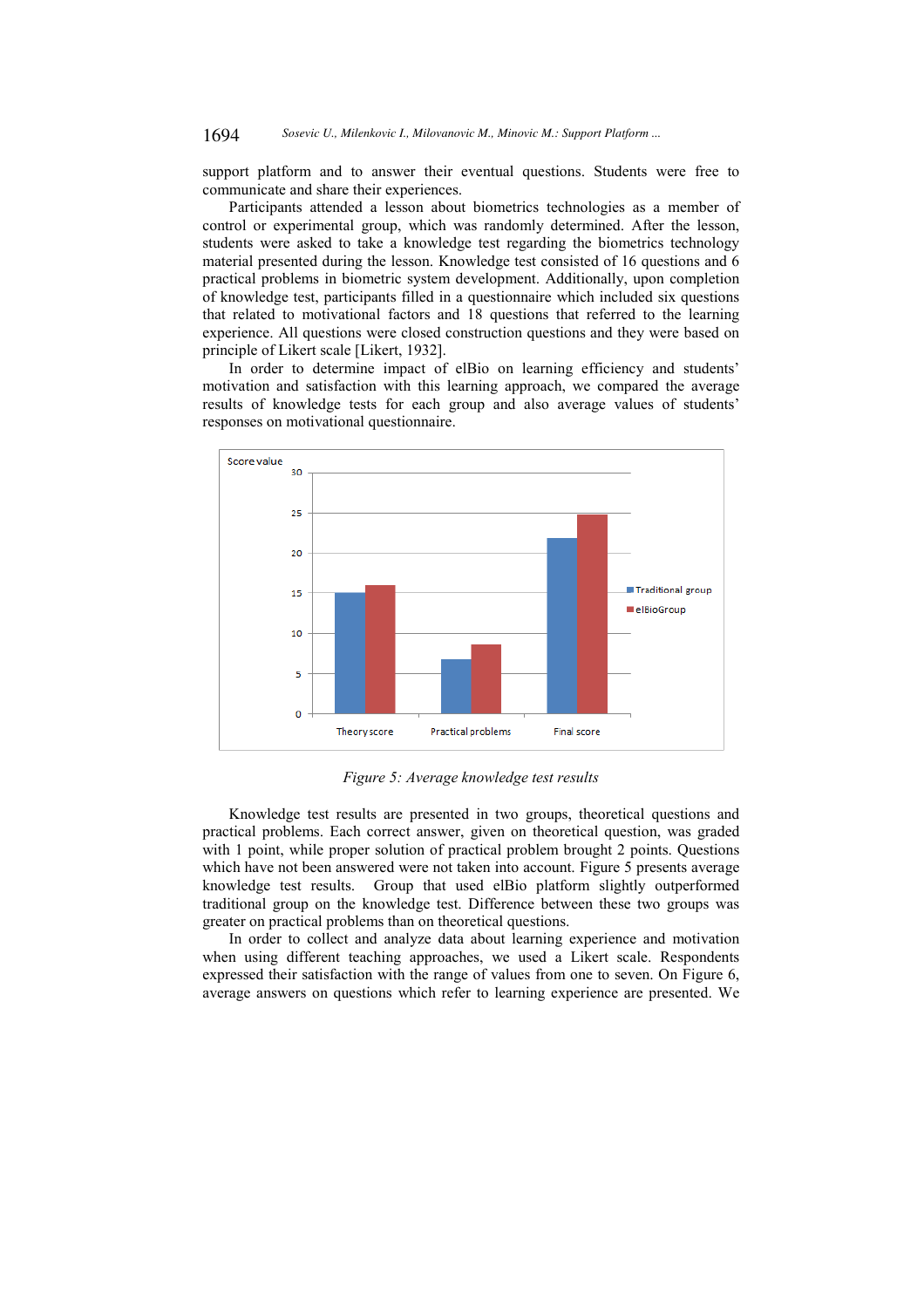support platform and to answer their eventual questions. Students were free to communicate and share their experiences.

Participants attended a lesson about biometrics technologies as a member of control or experimental group, which was randomly determined. After the lesson, students were asked to take a knowledge test regarding the biometrics technology material presented during the lesson. Knowledge test consisted of 16 questions and 6 practical problems in biometric system development. Additionally, upon completion of knowledge test, participants filled in a questionnaire which included six questions that related to motivational factors and 18 questions that referred to the learning experience. All questions were closed construction questions and they were based on principle of Likert scale [Likert, 1932].

In order to determine impact of elBio on learning efficiency and students' motivation and satisfaction with this learning approach, we compared the average results of knowledge tests for each group and also average values of students' responses on motivational questionnaire.

*Figure 5: Average knowledge test results*

Knowledge test results are presented in two groups, theoretical questions and practical problems. Each correct answer, given on theoretical question, was graded with 1 point, while proper solution of practical problem brought 2 points. Questions which have not been answered were not taken into account. Figure 5 presents average knowledge test results. Group that used elBio platform slightly outperformed traditional group on the knowledge test. Difference between these two groups was greater on practical problems than on theoretical questions.

In order to collect and analyze data about learning experience and motivation when using different teaching approaches, we used a Likert scale. Respondents expressed their satisfaction with the range of values from one to seven. On Figure 6, average answers on questions which refer to learning experience are presented. We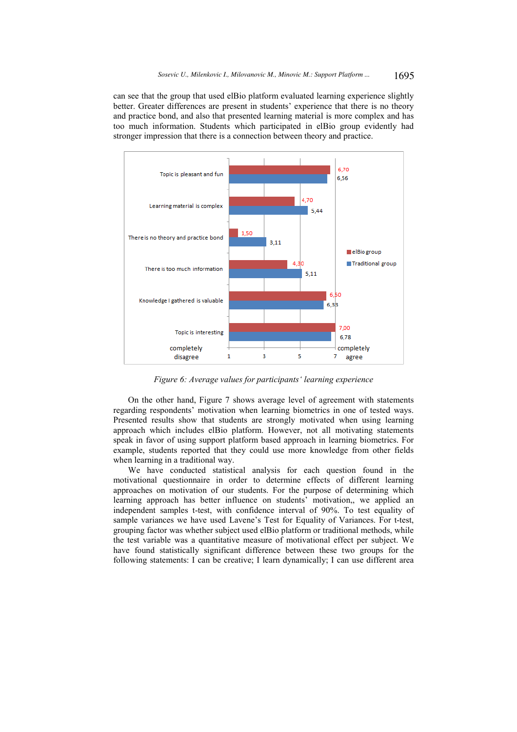can see that the group that used elBio platform evaluated learning experience slightly better. Greater differences are present in students' experience that there is no theory and practice bond, and also that presented learning material is more complex and has too much information. Students which participated in elBio group evidently had stronger impression that there is a connection between theory and practice.

| Statement | elBio group | Traditional group |
|---|---|---|
| Topic is pleasant and fun | 6,70 | 6,56 |
| Learning material is complex | 4,70 | 5,44 |
| There is no theory and practice bond | 1,50 | 3,11 |
| There is too much information | 4,30 | 5,11 |
| Knowledge I gathered is valuable | 6,50 | 6,33 |
| Topic is interesting | 7,00 | 6,78 |

(Scale: 1 – completely disagree, 7 – completely agree)

*Figure 6: Average values for participants' learning experience*

On the other hand, Figure 7 shows average level of agreement with statements regarding respondents' motivation when learning biometrics in one of tested ways. Presented results show that students are strongly motivated when using learning approach which includes elBio platform. However, not all motivating statements speak in favor of using support platform based approach in learning biometrics. For example, students reported that they could use more knowledge from other fields when learning in a traditional way.

We have conducted statistical analysis for each question found in the motivational questionnaire in order to determine effects of different learning approaches on motivation of our students. For the purpose of determining which learning approach has better influence on students' motivation,, we applied an independent samples t-test, with confidence interval of 90%. To test equality of sample variances we have used Lavene's Test for Equality of Variances. For t-test, grouping factor was whether subject used elBio platform or traditional methods, while the test variable was a quantitative measure of motivational effect per subject. We have found statistically significant difference between these two groups for the following statements: I can be creative; I learn dynamically; I can use different area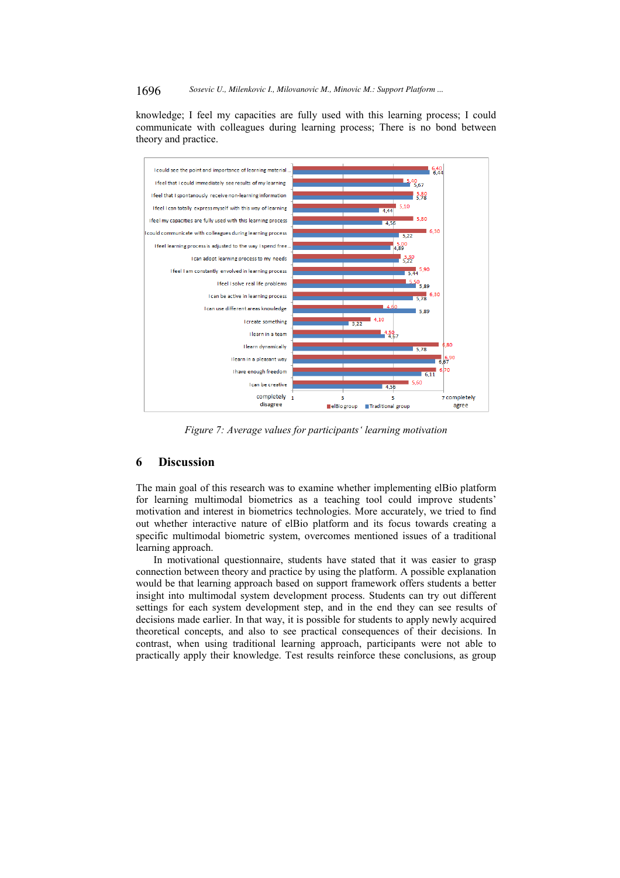knowledge; I feel my capacities are fully used with this learning process; I could communicate with colleagues during learning process; There is no bond between theory and practice.

| Statement | elBio group | Traditional group |
|---|---|---|
| I could see the point and importance of learning material ... | 6,40 | 6,44 |
| I feel that I could immediately see results of my learning | 5,40 | 5,67 |
| I feel that I spontaneously receive non-learning information | 5,80 | 5,78 |
| I feel I can totally express myself with this way of learning | 5,10 | 4,44 |
| I feel my capacities are fully used with this learning process | 5,80 | 4,56 |
| I could communicate with colleagues during learning process | 6,30 | 5,22 |
| I feel learning process is adjusted to the way I spend free ... | 5,00 | 4,89 |
| I can adopt learning process to my needs | 5,30 | 5,22 |
| I feel I am constantly envolved in learning process | 5,90 | 5,44 |
| I feel I solve real life problems | 5,50 | 5,89 |
| I can be active in learning process | 6,30 | 5,78 |
| I can use different areas knowledge | 4,60 | 5,89 |
| I create something | 4,10 | 3,22 |
| I learn in a team | 4,50 | 4,67 |
| I learn dynamically | 6,80 | 5,78 |
| I learn in a pleasant way | 6,90 | 6,67 |
| I have enough freedom | 6,70 | 6,11 |
| I can be creative | 5,60 | 4,56 |

Scale: 1 completely disagree – 7 completely agree

*Figure 7: Average values for participants' learning motivation*

## 6 Discussion

The main goal of this research was to examine whether implementing elBio platform for learning multimodal biometrics as a teaching tool could improve students' motivation and interest in biometrics technologies. More accurately, we tried to find out whether interactive nature of elBio platform and its focus towards creating a specific multimodal biometric system, overcomes mentioned issues of a traditional learning approach.

In motivational questionnaire, students have stated that it was easier to grasp connection between theory and practice by using the platform. A possible explanation would be that learning approach based on support framework offers students a better insight into multimodal system development process. Students can try out different settings for each system development step, and in the end they can see results of decisions made earlier. In that way, it is possible for students to apply newly acquired theoretical concepts, and also to see practical consequences of their decisions. In contrast, when using traditional learning approach, participants were not able to practically apply their knowledge. Test results reinforce these conclusions, as group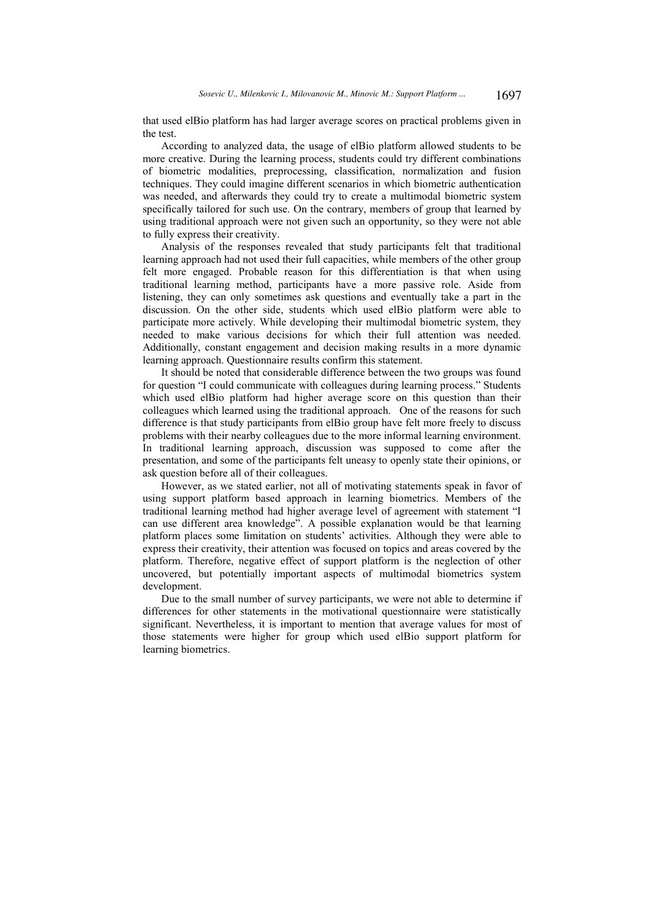that used elBio platform has had larger average scores on practical problems given in the test.

According to analyzed data, the usage of elBio platform allowed students to be more creative. During the learning process, students could try different combinations of biometric modalities, preprocessing, classification, normalization and fusion techniques. They could imagine different scenarios in which biometric authentication was needed, and afterwards they could try to create a multimodal biometric system specifically tailored for such use. On the contrary, members of group that learned by using traditional approach were not given such an opportunity, so they were not able to fully express their creativity.

Analysis of the responses revealed that study participants felt that traditional learning approach had not used their full capacities, while members of the other group felt more engaged. Probable reason for this differentiation is that when using traditional learning method, participants have a more passive role. Aside from listening, they can only sometimes ask questions and eventually take a part in the discussion. On the other side, students which used elBio platform were able to participate more actively. While developing their multimodal biometric system, they needed to make various decisions for which their full attention was needed. Additionally, constant engagement and decision making results in a more dynamic learning approach. Questionnaire results confirm this statement.

It should be noted that considerable difference between the two groups was found for question "I could communicate with colleagues during learning process." Students which used elBio platform had higher average score on this question than their colleagues which learned using the traditional approach. One of the reasons for such difference is that study participants from elBio group have felt more freely to discuss problems with their nearby colleagues due to the more informal learning environment. In traditional learning approach, discussion was supposed to come after the presentation, and some of the participants felt uneasy to openly state their opinions, or ask question before all of their colleagues.

However, as we stated earlier, not all of motivating statements speak in favor of using support platform based approach in learning biometrics. Members of the traditional learning method had higher average level of agreement with statement "I can use different area knowledge". A possible explanation would be that learning platform places some limitation on students' activities. Although they were able to express their creativity, their attention was focused on topics and areas covered by the platform. Therefore, negative effect of support platform is the neglection of other uncovered, but potentially important aspects of multimodal biometrics system development.

Due to the small number of survey participants, we were not able to determine if differences for other statements in the motivational questionnaire were statistically significant. Nevertheless, it is important to mention that average values for most of those statements were higher for group which used elBio support platform for learning biometrics.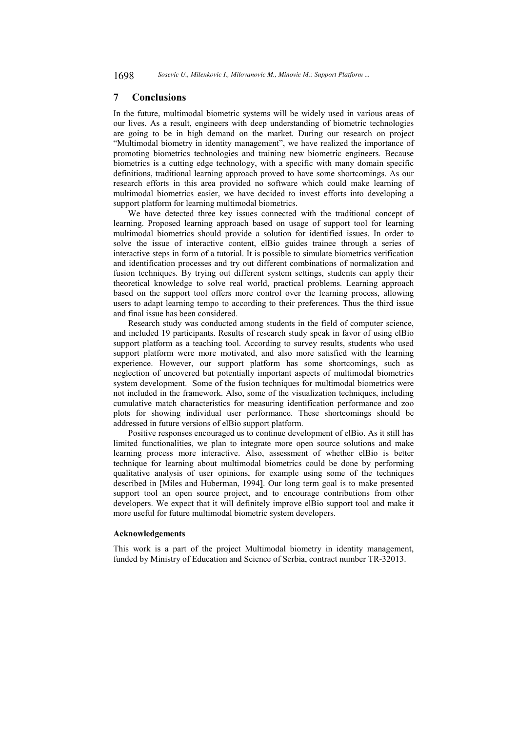## 7 Conclusions

In the future, multimodal biometric systems will be widely used in various areas of our lives. As a result, engineers with deep understanding of biometric technologies are going to be in high demand on the market. During our research on project "Multimodal biometry in identity management", we have realized the importance of promoting biometrics technologies and training new biometric engineers. Because biometrics is a cutting edge technology, with a specific with many domain specific definitions, traditional learning approach proved to have some shortcomings. As our research efforts in this area provided no software which could make learning of multimodal biometrics easier, we have decided to invest efforts into developing a support platform for learning multimodal biometrics.

We have detected three key issues connected with the traditional concept of learning. Proposed learning approach based on usage of support tool for learning multimodal biometrics should provide a solution for identified issues. In order to solve the issue of interactive content, elBio guides trainee through a series of interactive steps in form of a tutorial. It is possible to simulate biometrics verification and identification processes and try out different combinations of normalization and fusion techniques. By trying out different system settings, students can apply their theoretical knowledge to solve real world, practical problems. Learning approach based on the support tool offers more control over the learning process, allowing users to adapt learning tempo to according to their preferences. Thus the third issue and final issue has been considered.

Research study was conducted among students in the field of computer science, and included 19 participants. Results of research study speak in favor of using elBio support platform as a teaching tool. According to survey results, students who used support platform were more motivated, and also more satisfied with the learning experience. However, our support platform has some shortcomings, such as neglection of uncovered but potentially important aspects of multimodal biometrics system development. Some of the fusion techniques for multimodal biometrics were not included in the framework. Also, some of the visualization techniques, including cumulative match characteristics for measuring identification performance and zoo plots for showing individual user performance. These shortcomings should be addressed in future versions of elBio support platform.

Positive responses encouraged us to continue development of elBio. As it still has limited functionalities, we plan to integrate more open source solutions and make learning process more interactive. Also, assessment of whether elBio is better technique for learning about multimodal biometrics could be done by performing qualitative analysis of user opinions, for example using some of the techniques described in [Miles and Huberman, 1994]. Our long term goal is to make presented support tool an open source project, and to encourage contributions from other developers. We expect that it will definitely improve elBio support tool and make it more useful for future multimodal biometric system developers.

#### Acknowledgements

This work is a part of the project Multimodal biometry in identity management, funded by Ministry of Education and Science of Serbia, contract number TR-32013.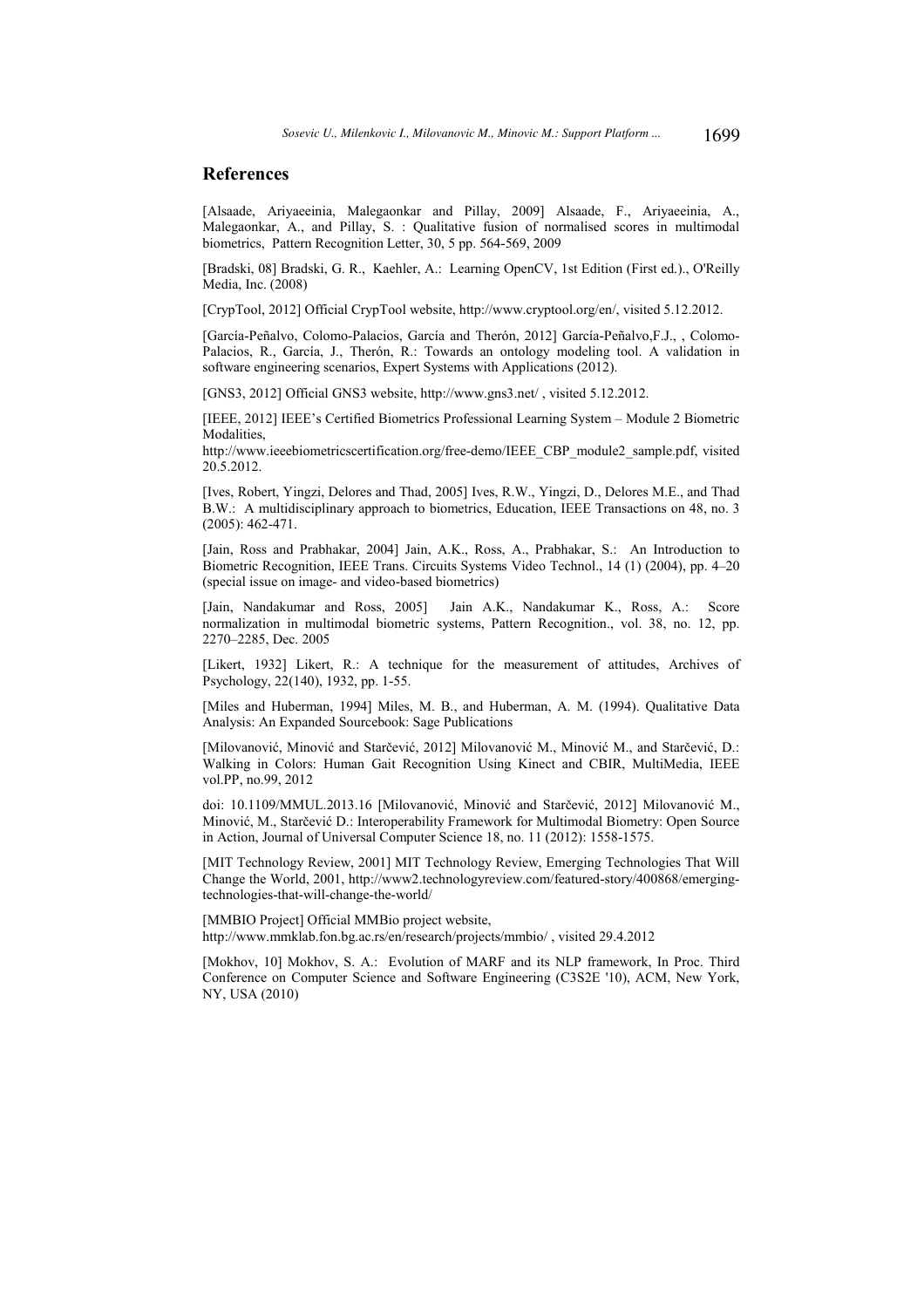## References

[Alsaade, Ariyaeeinia, Malegaonkar and Pillay, 2009] Alsaade, F., Ariyaeeinia, A., Malegaonkar, A., and Pillay, S. : Qualitative fusion of normalised scores in multimodal biometrics, Pattern Recognition Letter, 30, 5 pp. 564-569, 2009

[Bradski, 08] Bradski, G. R., Kaehler, A.: Learning OpenCV, 1st Edition (First ed.)., O'Reilly Media, Inc. (2008)

[CrypTool, 2012] Official CrypTool website, http://www.cryptool.org/en/, visited 5.12.2012.

[García-Peñalvo, Colomo-Palacios, García and Therón, 2012] García-Peñalvo,F.J., , Colomo-Palacios, R., García, J., Therón, R.: Towards an ontology modeling tool. A validation in software engineering scenarios, Expert Systems with Applications (2012).

[GNS3, 2012] Official GNS3 website, http://www.gns3.net/ , visited 5.12.2012.

[IEEE, 2012] IEEE's Certified Biometrics Professional Learning System – Module 2 Biometric Modalities, http://www.ieeebiometricscertification.org/free-demo/IEEE_CBP_module2_sample.pdf, visited 20.5.2012.

[Ives, Robert, Yingzi, Delores and Thad, 2005] Ives, R.W., Yingzi, D., Delores M.E., and Thad B.W.: A multidisciplinary approach to biometrics, Education, IEEE Transactions on 48, no. 3 (2005): 462-471.

[Jain, Ross and Prabhakar, 2004] Jain, A.K., Ross, A., Prabhakar, S.: An Introduction to Biometric Recognition, IEEE Trans. Circuits Systems Video Technol., 14 (1) (2004), pp. 4–20 (special issue on image- and video-based biometrics)

[Jain, Nandakumar and Ross, 2005] Jain A.K., Nandakumar K., Ross, A.: Score normalization in multimodal biometric systems, Pattern Recognition., vol. 38, no. 12, pp. 2270–2285, Dec. 2005

[Likert, 1932] Likert, R.: A technique for the measurement of attitudes, Archives of Psychology, 22(140), 1932, pp. 1-55.

[Miles and Huberman, 1994] Miles, M. B., and Huberman, A. M. (1994). Qualitative Data Analysis: An Expanded Sourcebook: Sage Publications

[Milovanović, Minović and Starčević, 2012] Milovanović M., Minović M., and Starčević, D.: Walking in Colors: Human Gait Recognition Using Kinect and CBIR, MultiMedia, IEEE vol.PP, no.99, 2012

doi: 10.1109/MMUL.2013.16 [Milovanović, Minović and Starčević, 2012] Milovanović M., Minović, M., Starčević D.: Interoperability Framework for Multimodal Biometry: Open Source in Action, Journal of Universal Computer Science 18, no. 11 (2012): 1558-1575.

[MIT Technology Review, 2001] MIT Technology Review, Emerging Technologies That Will Change the World, 2001, http://www2.technologyreview.com/featured-story/400868/emerging-technologies-that-will-change-the-world/

[MMBIO Project] Official MMBio project website, http://www.mmklab.fon.bg.ac.rs/en/research/projects/mmbio/ , visited 29.4.2012

[Mokhov, 10] Mokhov, S. A.: Evolution of MARF and its NLP framework, In Proc. Third Conference on Computer Science and Software Engineering (C3S2E '10), ACM, New York, NY, USA (2010)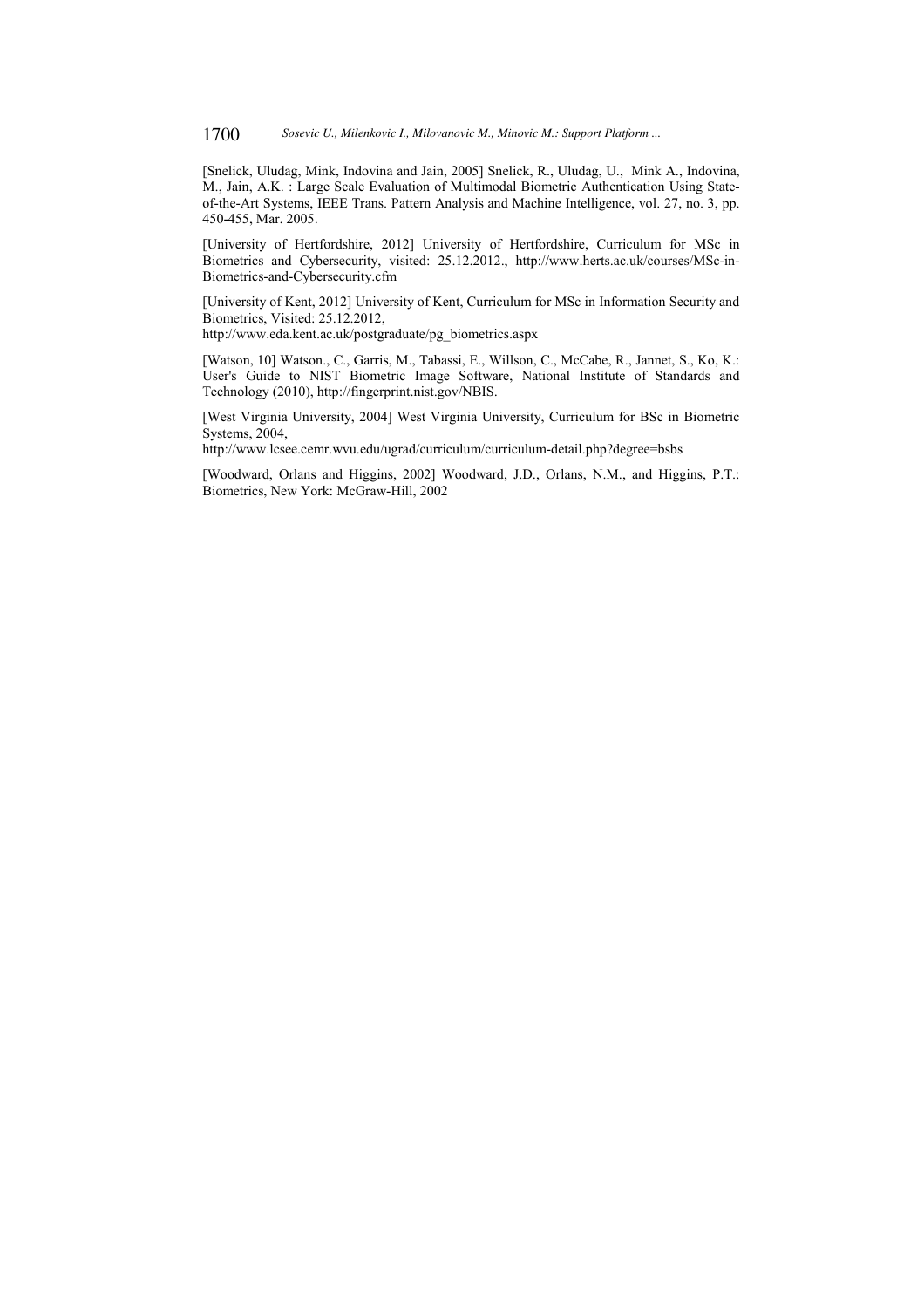[Snelick, Uludag, Mink, Indovina and Jain, 2005] Snelick, R., Uludag, U., Mink A., Indovina, M., Jain, A.K. : Large Scale Evaluation of Multimodal Biometric Authentication Using State-of-the-Art Systems, IEEE Trans. Pattern Analysis and Machine Intelligence, vol. 27, no. 3, pp. 450-455, Mar. 2005.

[University of Hertfordshire, 2012] University of Hertfordshire, Curriculum for MSc in Biometrics and Cybersecurity, visited: 25.12.2012., http://www.herts.ac.uk/courses/MSc-in-Biometrics-and-Cybersecurity.cfm

[University of Kent, 2012] University of Kent, Curriculum for MSc in Information Security and Biometrics, Visited: 25.12.2012, http://www.eda.kent.ac.uk/postgraduate/pg_biometrics.aspx

[Watson, 10] Watson., C., Garris, M., Tabassi, E., Willson, C., McCabe, R., Jannet, S., Ko, K.: User's Guide to NIST Biometric Image Software, National Institute of Standards and Technology (2010), http://fingerprint.nist.gov/NBIS.

[West Virginia University, 2004] West Virginia University, Curriculum for BSc in Biometric Systems, 2004, http://www.lcsee.cemr.wvu.edu/ugrad/curriculum/curriculum-detail.php?degree=bsbs

[Woodward, Orlans and Higgins, 2002] Woodward, J.D., Orlans, N.M., and Higgins, P.T.: Biometrics, New York: McGraw-Hill, 2002